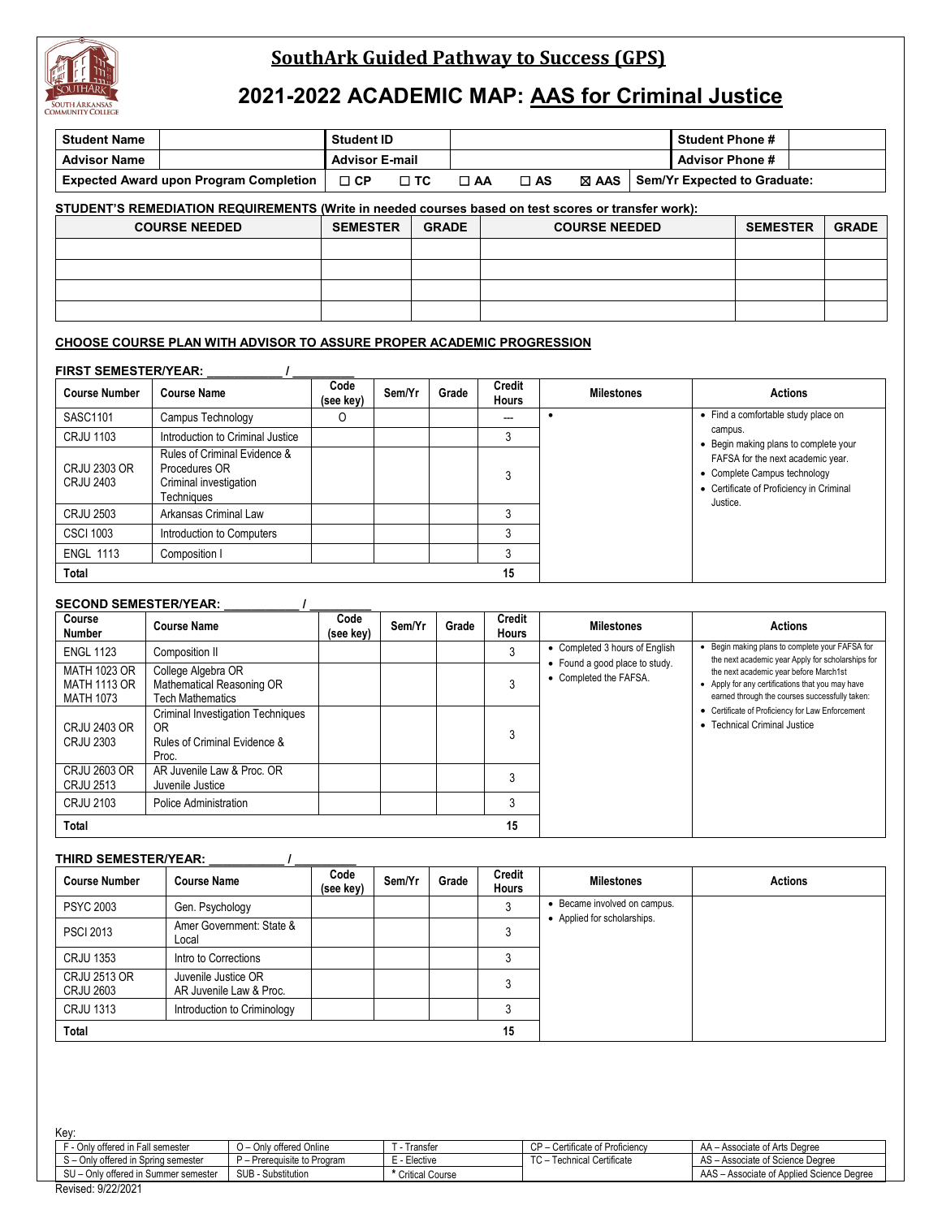# SouthArk Guided Pathway to Success (GPS)

## 2021-2022 ACADEMIC MAP: AAS for Criminal Justice

| Student Name | | Student ID | | Student Phone # | |
|---|---|---|---|---|---|
| Advisor Name | | Advisor E-mail | | Advisor Phone # | |
| Expected Award upon Program Completion | ☐ CP ☐ TC | ☐ AA ☐ AS ☒ AAS | | Sem/Yr Expected to Graduate: | |

**STUDENT'S REMEDIATION REQUIREMENTS (Write in needed courses based on test scores or transfer work):**

| COURSE NEEDED | SEMESTER | GRADE | COURSE NEEDED | SEMESTER | GRADE |
|---|---|---|---|---|---|
| | | | | | |
| | | | | | |
| | | | | | |
| | | | | | |

**CHOOSE COURSE PLAN WITH ADVISOR TO ASSURE PROPER ACADEMIC PROGRESSION**

**FIRST SEMESTER/YEAR: ___________ / _________**

| Course Number | Course Name | Code (see key) | Sem/Yr | Grade | Credit Hours | Milestones | Actions |
|---|---|---|---|---|---|---|---|
| SASC1101 | Campus Technology | O | | | --- | • | • Find a comfortable study place on campus.<br>• Begin making plans to complete your FAFSA for the next academic year.<br>• Complete Campus technology<br>• Certificate of Proficiency in Criminal Justice. |
| CRJU 1103 | Introduction to Criminal Justice | | | | 3 | | |
| CRJU 2303 OR CRJU 2403 | Rules of Criminal Evidence & Procedures OR Criminal investigation Techniques | | | | 3 | | |
| CRJU 2503 | Arkansas Criminal Law | | | | 3 | | |
| CSCI 1003 | Introduction to Computers | | | | 3 | | |
| ENGL 1113 | Composition I | | | | 3 | | |
| **Total** | | | | | **15** | | |

**SECOND SEMESTER/YEAR: ___________ / _________**

| Course Number | Course Name | Code (see key) | Sem/Yr | Grade | Credit Hours | Milestones | Actions |
|---|---|---|---|---|---|---|---|
| ENGL 1123 | Composition II | | | | 3 | • Completed 3 hours of English<br>• Found a good place to study.<br>• Completed the FAFSA. | • Begin making plans to complete your FAFSA for the next academic year Apply for scholarships for the next academic year before March1st<br>• Apply for any certifications that you may have earned through the courses successfully taken:<br>• Certificate of Proficiency for Law Enforcement<br>• Technical Criminal Justice |
| MATH 1023 OR MATH 1113 OR MATH 1073 | College Algebra OR Mathematical Reasoning OR Tech Mathematics | | | | 3 | | |
| CRJU 2403 OR CRJU 2303 | Criminal Investigation Techniques OR Rules of Criminal Evidence & Proc. | | | | 3 | | |
| CRJU 2603 OR CRJU 2513 | AR Juvenile Law & Proc. OR Juvenile Justice | | | | 3 | | |
| CRJU 2103 | Police Administration | | | | 3 | | |
| **Total** | | | | | **15** | | |

**THIRD SEMESTER/YEAR: ___________ / _________**

| Course Number | Course Name | Code (see key) | Sem/Yr | Grade | Credit Hours | Milestones | Actions |
|---|---|---|---|---|---|---|---|
| PSYC 2003 | Gen. Psychology | | | | 3 | • Became involved on campus.<br>• Applied for scholarships. | |
| PSCI 2013 | Amer Government: State & Local | | | | 3 | | |
| CRJU 1353 | Intro to Corrections | | | | 3 | | |
| CRJU 2513 OR CRJU 2603 | Juvenile Justice OR AR Juvenile Law & Proc. | | | | 3 | | |
| CRJU 1313 | Introduction to Criminology | | | | 3 | | |
| **Total** | | | | | **15** | | |

Key:

| | | | | |
|---|---|---|---|---|
| F - Only offered in Fall semester | O – Only offered Online | T - Transfer | CP – Certificate of Proficiency | AA – Associate of Arts Degree |
| S – Only offered in Spring semester | P – Prerequisite to Program | E - Elective | TC – Technical Certificate | AS – Associate of Science Degree |
| SU – Only offered in Summer semester | SUB - Substitution | * Critical Course | | AAS – Associate of Applied Science Degree |

Revised: 9/22/2021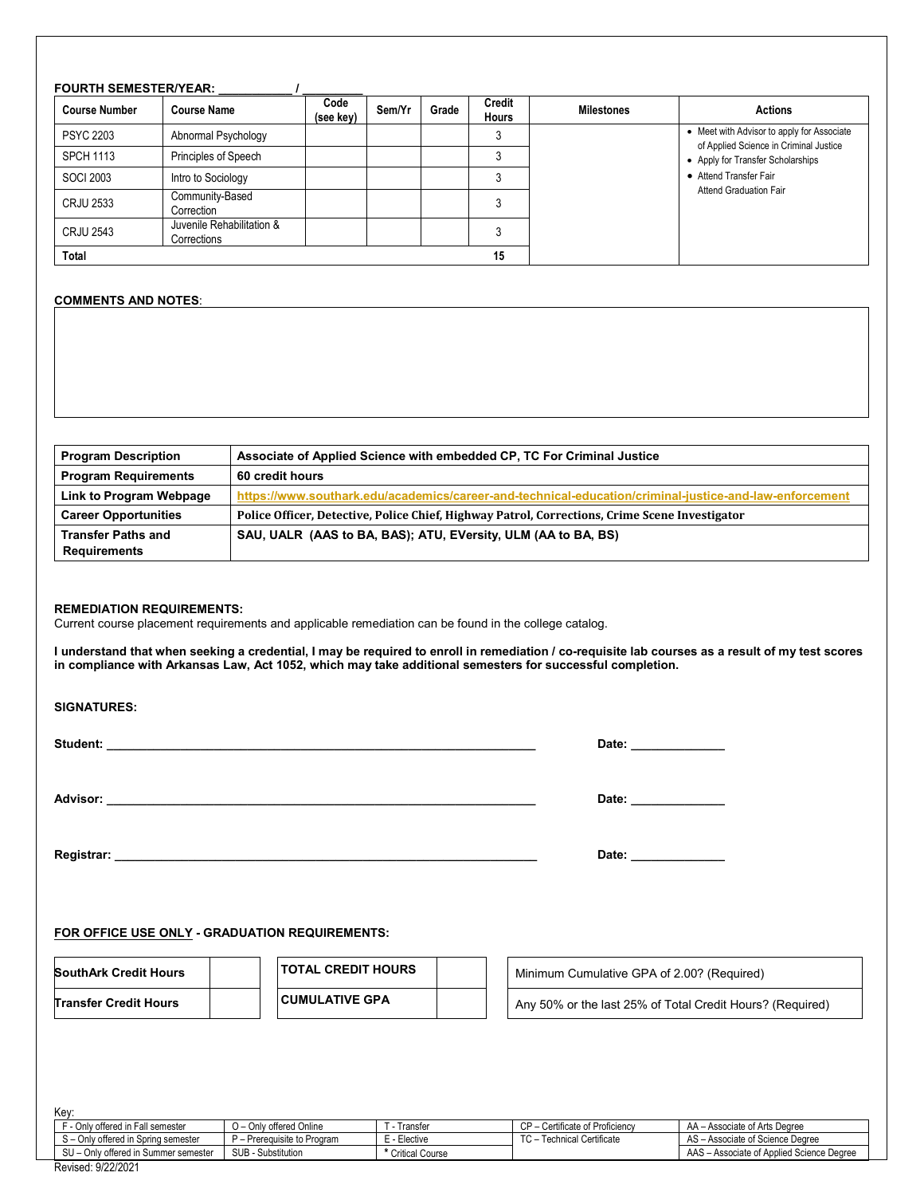**FOURTH SEMESTER/YEAR: ___________ / _________**

| Course Number | Course Name | Code (see key) | Sem/Yr | Grade | Credit Hours | Milestones | Actions |
|---|---|---|---|---|---|---|---|
| PSYC 2203 | Abnormal Psychology | | | | 3 | | • Meet with Advisor to apply for Associate of Applied Science in Criminal Justice<br>• Apply for Transfer Scholarships<br>• Attend Transfer Fair<br>Attend Graduation Fair |
| SPCH 1113 | Principles of Speech | | | | 3 | | |
| SOCI 2003 | Intro to Sociology | | | | 3 | | |
| CRJU 2533 | Community-Based Correction | | | | 3 | | |
| CRJU 2543 | Juvenile Rehabilitation & Corrections | | | | 3 | | |
| **Total** | | | | | **15** | | |

**COMMENTS AND NOTES**:

| | |
|---|---|
| **Program Description** | **Associate of Applied Science with embedded CP, TC For Criminal Justice** |
| **Program Requirements** | **60 credit hours** |
| **Link to Program Webpage** | **https://www.southark.edu/academics/career-and-technical-education/criminal-justice-and-law-enforcement** |
| **Career Opportunities** | **Police Officer, Detective, Police Chief, Highway Patrol, Corrections, Crime Scene Investigator** |
| **Transfer Paths and Requirements** | **SAU, UALR (AAS to BA, BAS); ATU, EVersity, ULM (AA to BA, BS)** |

**REMEDIATION REQUIREMENTS:**
Current course placement requirements and applicable remediation can be found in the college catalog.

**I understand that when seeking a credential, I may be required to enroll in remediation / co-requisite lab courses as a result of my test scores in compliance with Arkansas Law, Act 1052, which may take additional semesters for successful completion.**

**SIGNATURES:**

**Student:** ______________________________________________ **Date:** _____________

**Advisor:** ______________________________________________ **Date:** _____________

**Registrar:** ______________________________________________ **Date:** _____________

**FOR OFFICE USE ONLY - GRADUATION REQUIREMENTS:**

| | |
|---|---|
| **SouthArk Credit Hours** | |
| **Transfer Credit Hours** | |

| | |
|---|---|
| **TOTAL CREDIT HOURS** | |
| **CUMULATIVE GPA** | |

| |
|---|
| Minimum Cumulative GPA of 2.00? (Required) |
| Any 50% or the last 25% of Total Credit Hours? (Required) |

Key:

| | | | | |
|---|---|---|---|---|
| F - Only offered in Fall semester | O – Only offered Online | T - Transfer | CP – Certificate of Proficiency | AA – Associate of Arts Degree |
| S – Only offered in Spring semester | P – Prerequisite to Program | E - Elective | TC – Technical Certificate | AS – Associate of Science Degree |
| SU – Only offered in Summer semester | SUB - Substitution | * Critical Course | | AAS – Associate of Applied Science Degree |

Revised: 9/22/2021